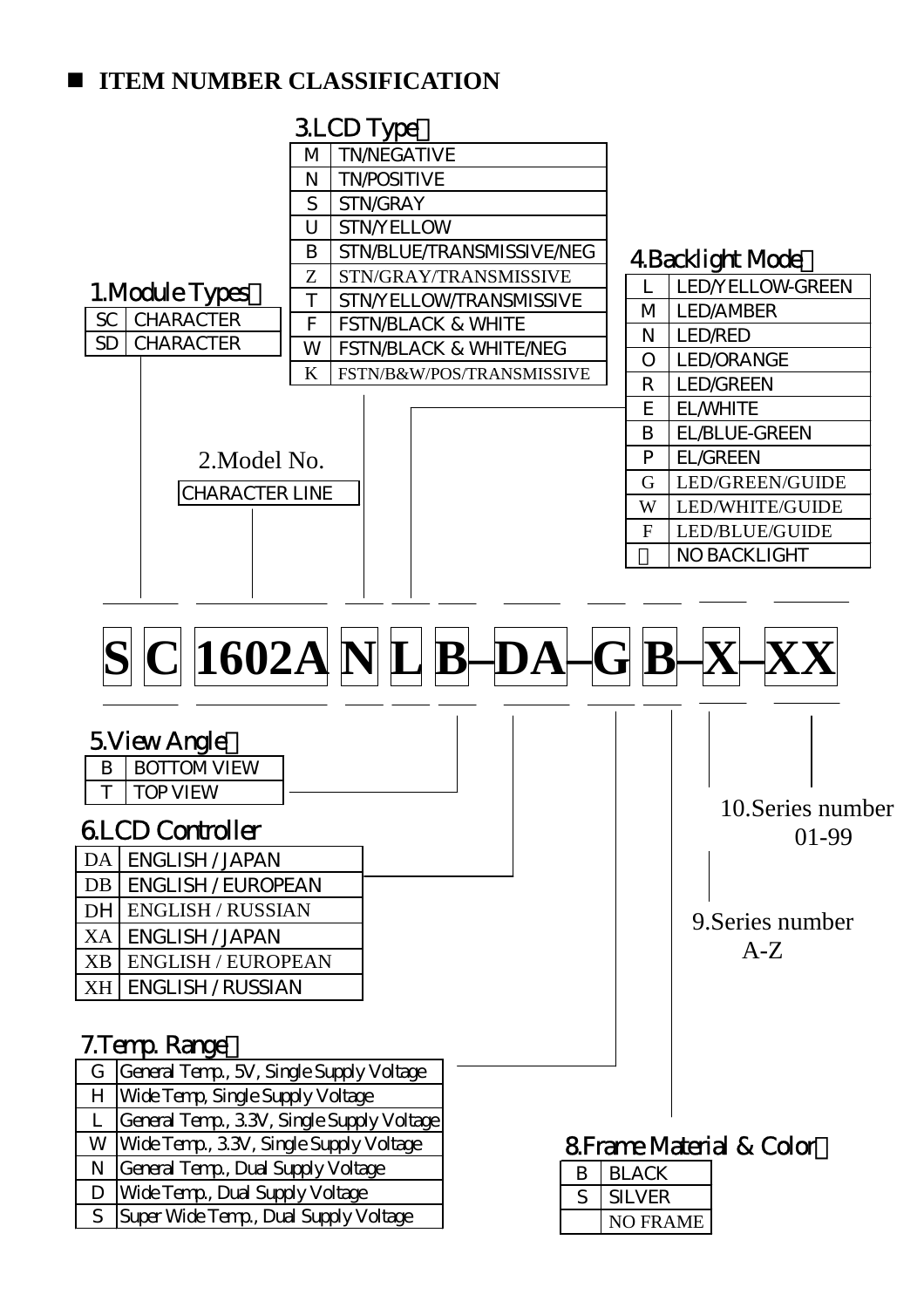## ITEM NUMBER CLASSIFICATION

**S C 1602A N L B–DA–G B–X–XX**

### 1.Module Types：

| | |
|---|---|
| SC | CHARACTER |
| SD | CHARACTER |

### 2.Model No.

| |
|---|
| CHARACTER LINE |

### 3.LCD Type：

| | |
|---|---|
| M | TN/NEGATIVE |
| N | TN/POSITIVE |
| S | STN/GRAY |
| U | STN/YELLOW |
| B | STN/BLUE/TRANSMISSIVE/NEG |
| Z | STN/GRAY/TRANSMISSIVE |
| T | STN/YELLOW/TRANSMISSIVE |
| F | FSTN/BLACK & WHITE |
| W | FSTN/BLACK & WHITE/NEG |
| K | FSTN/B&W/POS/TRANSMISSIVE |

### 4.Backlight Mode：

| | |
|---|---|
| L | LED/YELLOW-GREEN |
| M | LED/AMBER |
| N | LED/RED |
| O | LED/ORANGE |
| R | LED/GREEN |
| E | EL/WHITE |
| B | EL/BLUE-GREEN |
| P | EL/GREEN |
| G | LED/GREEN/GUIDE |
| W | LED/WHITE/GUIDE |
| F | LED/BLUE/GUIDE |
| | NO BACKLIGHT |

### 5.View Angle：

| | |
|---|---|
| B | BOTTOM VIEW |
| T | TOP VIEW |

### 6.LCD Controller

| | |
|---|---|
| DA | ENGLISH / JAPAN |
| DB | ENGLISH / EUROPEAN |
| DH | ENGLISH / RUSSIAN |
| XA | ENGLISH / JAPAN |
| XB | ENGLISH / EUROPEAN |
| XH | ENGLISH / RUSSIAN |

### 7.Temp. Range：

| | |
|---|---|
| G | General Temp., 5V, Single Supply Voltage |
| H | Wide Temp, Single Supply Voltage |
| L | General Temp., 3.3V, Single Supply Voltage |
| W | Wide Temp., 3.3V, Single Supply Voltage |
| N | General Temp., Dual Supply Voltage |
| D | Wide Temp., Dual Supply Voltage |
| S | Super Wide Temp., Dual Supply Voltage |

### 8.Frame Material & Color：

| | |
|---|---|
| B | BLACK |
| S | SILVER |
| | NO FRAME |

### 9.Series number

A-Z

### 10.Series number

01-99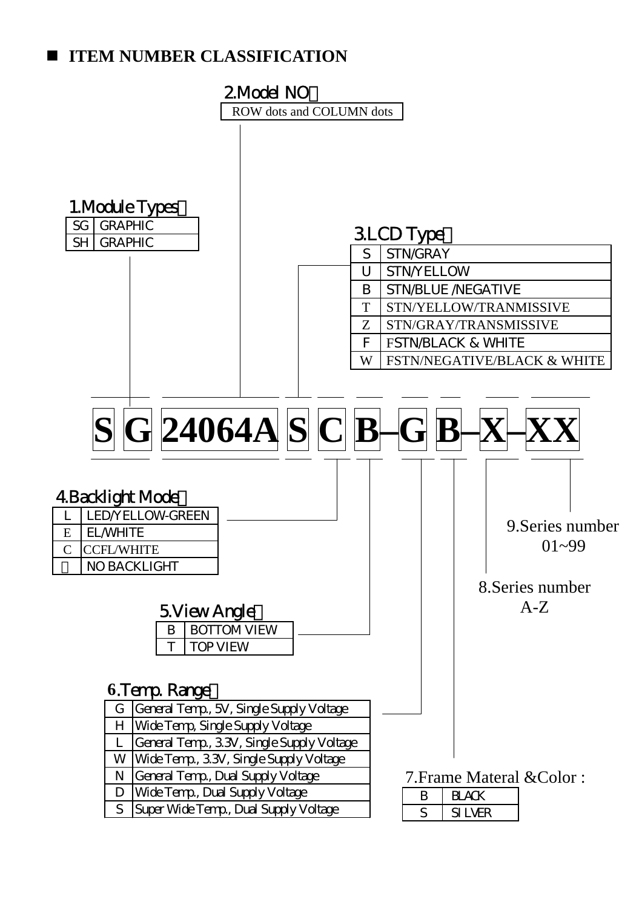## ■ ITEM NUMBER CLASSIFICATION

**S G 24064A S C B–G B–X–XX**

**1.Module Types：**

| SG | GRAPHIC |
|---|---|
| SH | GRAPHIC |

**2.Model NO：**

ROW dots and COLUMN dots

**3.LCD Type：**

| S | STN/GRAY |
|---|---|
| U | STN/YELLOW |
| B | STN/BLUE /NEGATIVE |
| T | STN/YELLOW/TRANMISSIVE |
| Z | STN/GRAY/TRANSMISSIVE |
| F | FSTN/BLACK & WHITE |
| W | FSTN/NEGATIVE/BLACK & WHITE |

**4.Backlight Mode：**

| L | LED/YELLOW-GREEN |
|---|---|
| E | EL/WHITE |
| C | CCFL/WHITE |
| － | NO BACKLIGHT |

**5.View Angle：**

| B | BOTTOM VIEW |
|---|---|
| T | TOP VIEW |

**6.Temp. Range：**

| G | General Temp., 5V, Single Supply Voltage |
|---|---|
| H | Wide Temp, Single Supply Voltage |
| L | General Temp., 3.3V, Single Supply Voltage |
| W | Wide Temp., 3.3V, Single Supply Voltage |
| N | General Temp., Dual Supply Voltage |
| D | Wide Temp., Dual Supply Voltage |
| S | Super Wide Temp., Dual Supply Voltage |

**7.Frame Materal &Color :**

| B | BLACK |
|---|---|
| S | SILVER |

**8.Series number**
A-Z

**9.Series number**
01~99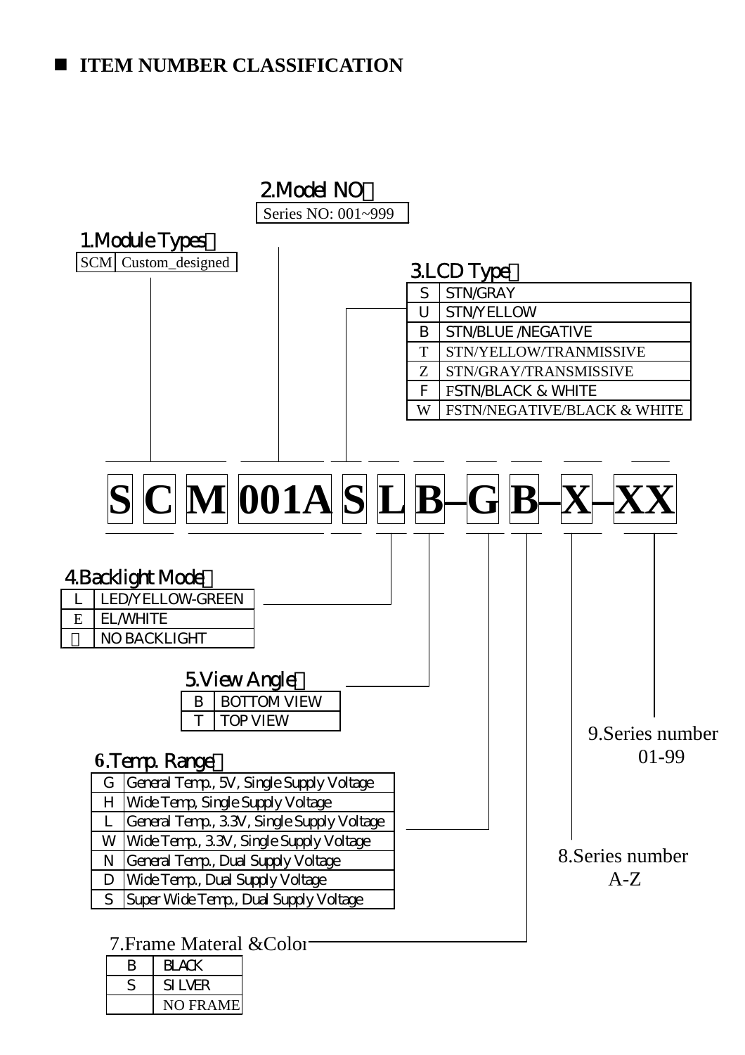## ■ ITEM NUMBER CLASSIFICATION

**S C M 001A S L B–G B–X–XX**

### 1.Module Types：

| | |
|---|---|
| SCM | Custom_designed |

### 2.Model NO：

Series NO: 001~999

### 3.LCD Type：

| | |
|---|---|
| S | STN/GRAY |
| U | STN/YELLOW |
| B | STN/BLUE /NEGATIVE |
| T | STN/YELLOW/TRANMISSIVE |
| Z | STN/GRAY/TRANSMISSIVE |
| F | FSTN/BLACK & WHITE |
| W | FSTN/NEGATIVE/BLACK & WHITE |

### 4.Backlight Mode：

| | |
|---|---|
| L | LED/YELLOW-GREEN |
| E | EL/WHITE |
| － | NO BACKLIGHT |

### 5.View Angle：

| | |
|---|---|
| B | BOTTOM VIEW |
| T | TOP VIEW |

### 6.Temp. Range：

| | |
|---|---|
| G | General Temp., 5V, Single Supply Voltage |
| H | Wide Temp, Single Supply Voltage |
| L | General Temp., 3.3V, Single Supply Voltage |
| W | Wide Temp., 3.3V, Single Supply Voltage |
| N | General Temp., Dual Supply Voltage |
| D | Wide Temp., Dual Supply Voltage |
| S | Super Wide Temp., Dual Supply Voltage |

### 7.Frame Materal &Color

| | |
|---|---|
| B | BLACK |
| S | SILVER |
| | NO FRAME |

### 8.Series number

A-Z

### 9.Series number

01-99